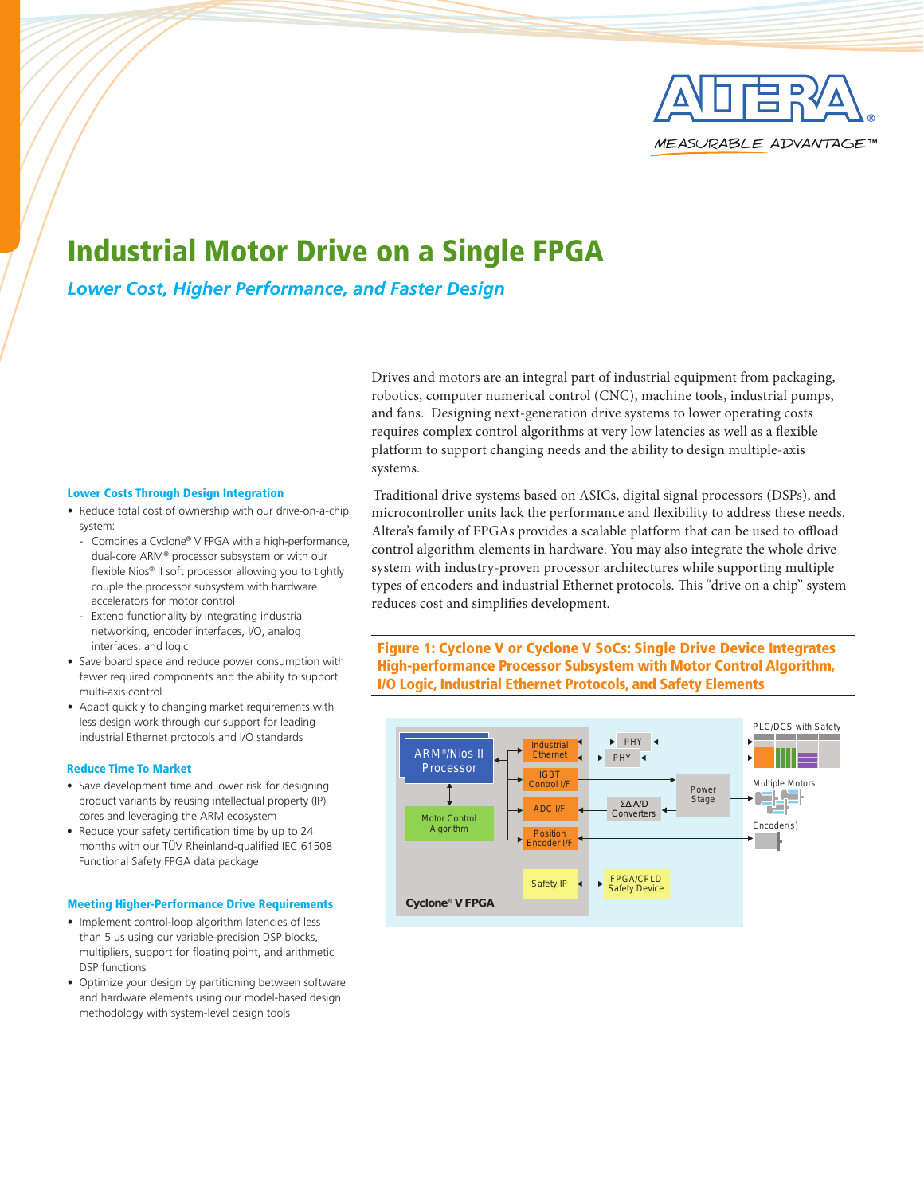# Industrial Motor Drive on a Single FPGA

*Lower Cost, Higher Performance, and Faster Design*

Drives and motors are an integral part of industrial equipment from packaging, robotics, computer numerical control (CNC), machine tools, industrial pumps, and fans. Designing next-generation drive systems to lower operating costs requires complex control algorithms at very low latencies as well as a flexible platform to support changing needs and the ability to design multiple-axis systems.

Traditional drive systems based on ASICs, digital signal processors (DSPs), and microcontroller units lack the performance and flexibility to address these needs. Altera's family of FPGAs provides a scalable platform that can be used to offload control algorithm elements in hardware. You may also integrate the whole drive system with industry-proven processor architectures while supporting multiple types of encoders and industrial Ethernet protocols. This "drive on a chip" system reduces cost and simplifies development.

### Lower Costs Through Design Integration

- Reduce total cost of ownership with our drive-on-a-chip system:
  - Combines a Cyclone® V FPGA with a high-performance, dual-core ARM® processor subsystem or with our flexible Nios® II soft processor allowing you to tightly couple the processor subsystem with hardware accelerators for motor control
  - Extend functionality by integrating industrial networking, encoder interfaces, I/O, analog interfaces, and logic
- Save board space and reduce power consumption with fewer required components and the ability to support multi-axis control
- Adapt quickly to changing market requirements with less design work through our support for leading industrial Ethernet protocols and I/O standards

### Reduce Time To Market

- Save development time and lower risk for designing product variants by reusing intellectual property (IP) cores and leveraging the ARM ecosystem
- Reduce your safety certification time by up to 24 months with our TÜV Rheinland-qualified IEC 61508 Functional Safety FPGA data package

### Meeting Higher-Performance Drive Requirements

- Implement control-loop algorithm latencies of less than 5 µs using our variable-precision DSP blocks, multipliers, support for floating point, and arithmetic DSP functions
- Optimize your design by partitioning between software and hardware elements using our model-based design methodology with system-level design tools

**Figure 1: Cyclone V or Cyclone V SoCs: Single Drive Device Integrates High-performance Processor Subsystem with Motor Control Algorithm, I/O Logic, Industrial Ethernet Protocols, and Safety Elements**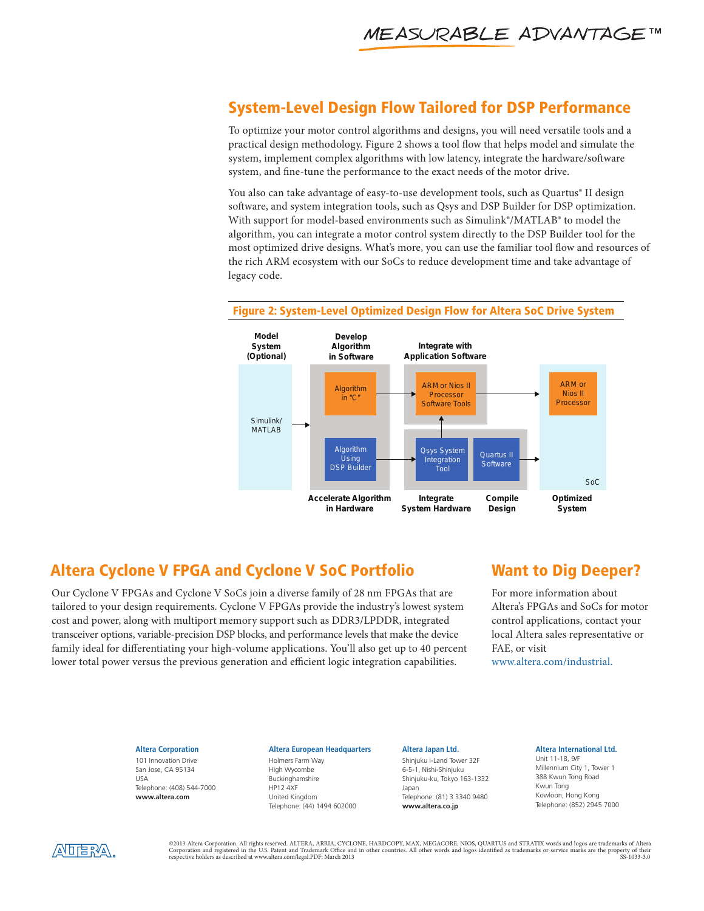## System-Level Design Flow Tailored for DSP Performance

To optimize your motor control algorithms and designs, you will need versatile tools and a practical design methodology. Figure 2 shows a tool flow that helps model and simulate the system, implement complex algorithms with low latency, integrate the hardware/software system, and fine-tune the performance to the exact needs of the motor drive.

You also can take advantage of easy-to-use development tools, such as Quartus® II design software, and system integration tools, such as Qsys and DSP Builder for DSP optimization. With support for model-based environments such as Simulink®/MATLAB® to model the algorithm, you can integrate a motor control system directly to the DSP Builder tool for the most optimized drive designs. What's more, you can use the familiar tool flow and resources of the rich ARM ecosystem with our SoCs to reduce development time and take advantage of legacy code.

**Figure 2: System-Level Optimized Design Flow for Altera SoC Drive System**

Model System (Optional)
Develop Algorithm in Software
Integrate with Application Software
Simulink/ MATLAB
Algorithm in "C"
ARM or Nios II Processor Software Tools
ARM or Nios II Processor
Algorithm Using DSP Builder
Qsys System Integration Tool
Quartus II Software
SoC
Accelerate Algorithm in Hardware
Integrate System Hardware
Compile Design
Optimized System

## Altera Cyclone V FPGA and Cyclone V SoC Portfolio

Our Cyclone V FPGAs and Cyclone V SoCs join a diverse family of 28 nm FPGAs that are tailored to your design requirements. Cyclone V FPGAs provide the industry's lowest system cost and power, along with multiport memory support such as DDR3/LPDDR, integrated transceiver options, variable-precision DSP blocks, and performance levels that make the device family ideal for differentiating your high-volume applications. You'll also get up to 40 percent lower total power versus the previous generation and efficient logic integration capabilities.

## Want to Dig Deeper?

For more information about Altera's FPGAs and SoCs for motor control applications, contact your local Altera sales representative or FAE, or visit www.altera.com/industrial.

**Altera Corporation**
101 Innovation Drive
San Jose, CA 95134
USA
Telephone: (408) 544-7000
**www.altera.com**

**Altera European Headquarters**
Holmers Farm Way
High Wycombe
Buckinghamshire
HP12 4XF
United Kingdom
Telephone: (44) 1494 602000

**Altera Japan Ltd.**
Shinjuku i-Land Tower 32F
6-5-1, Nishi-Shinjuku
Shinjuku-ku, Tokyo 163-1332
Japan
Telephone: (81) 3 3340 9480
**www.altera.co.jp**

**Altera International Ltd.**
Unit 11-18, 9/F
Millennium City 1, Tower 1
388 Kwun Tong Road
Kwun Tong
Kowloon, Hong Kong
Telephone: (852) 2945 7000

©2013 Altera Corporation. All rights reserved. ALTERA, ARRIA, CYCLONE, HARDCOPY, MAX, MEGACORE, NIOS, QUARTUS and STRATIX words and logos are trademarks of Altera Corporation and registered in the U.S. Patent and Trademark Office and in other countries. All other words and logos identified as trademarks or service marks are the property of their respective holders as described at www.altera.com/legal.PDF; March 2013

SS-1033-3.0